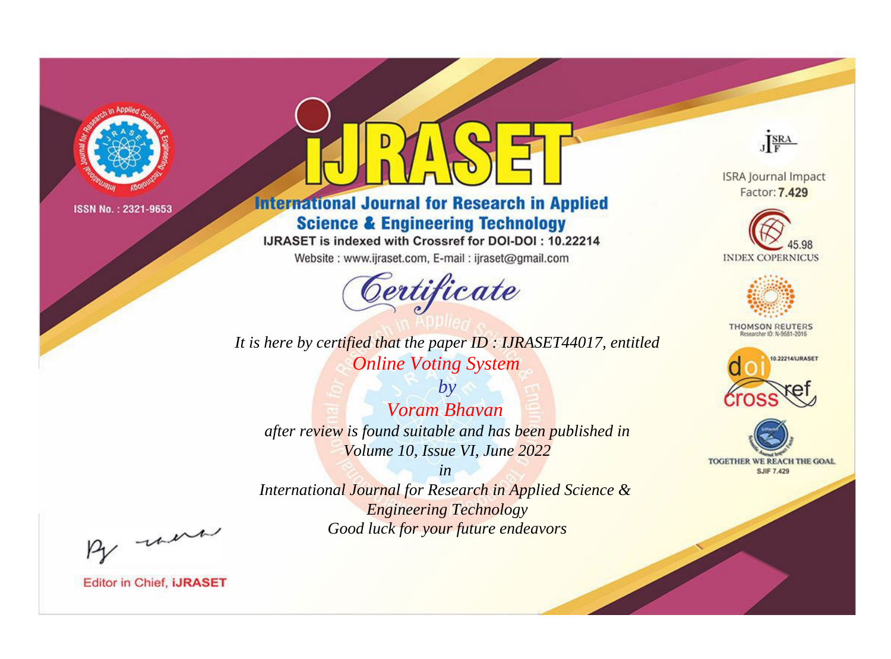ISSN No. : 2321-9653

# iJRASET

## International Journal for Research in Applied Science & Engineering Technology

IJRASET is indexed with Crossref for DOI-DOI : 10.22214

Website : www.ijraset.com, E-mail : ijraset@gmail.com

ISRA Journal Impact Factor: **7.429**

45.98 INDEX COPERNICUS

THOMSON REUTERS Researcher ID: N-9681-2016

10.22214/IJRASET

TOGETHER WE REACH THE GOAL SJIF 7.429

# *Certificate*

*It is here by certified that the paper ID : IJRASET44017, entitled*

*Online Voting System*

*by*

*Voram Bhavan*

*after review is found suitable and has been published in*

*Volume 10, Issue VI, June 2022*

*in*

*International Journal for Research in Applied Science & Engineering Technology*

*Good luck for your future endeavors*

Editor in Chief, **iJRASET**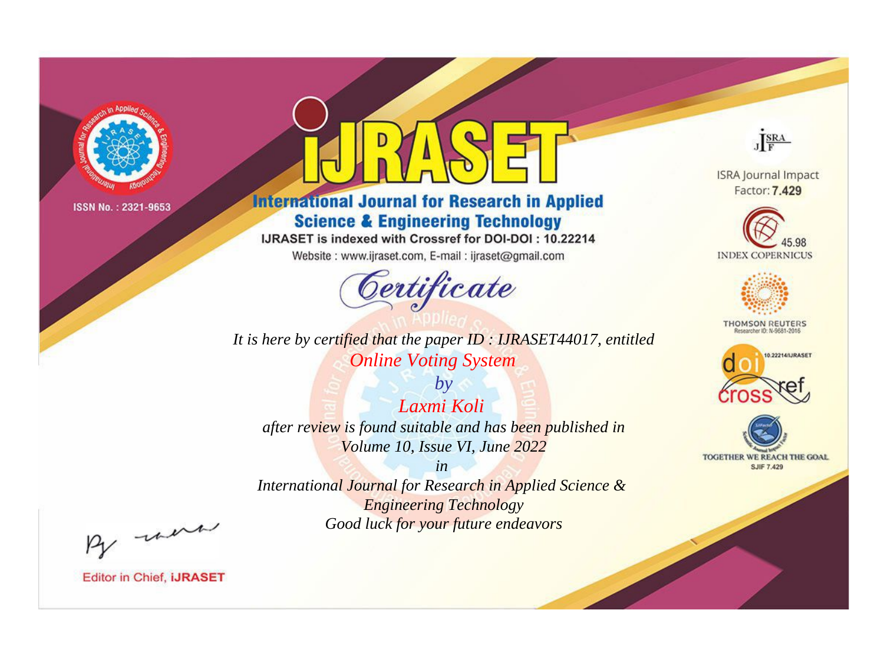ISSN No. : 2321-9653

# IJRASET

## International Journal for Research in Applied Science & Engineering Technology

IJRASET is indexed with Crossref for DOI-DOI : 10.22214

Website : www.ijraset.com, E-mail : ijraset@gmail.com

# Certificate

*It is here by certified that the paper ID : IJRASET44017, entitled*

*Online Voting System*

*by*

*Laxmi Koli*

*after review is found suitable and has been published in*

*Volume 10, Issue VI, June 2022*

*in*

*International Journal for Research in Applied Science & Engineering Technology*

*Good luck for your future endeavors*

ISRA Journal Impact Factor: **7.429**

45.98 INDEX COPERNICUS

THOMSON REUTERS Researcher ID: N-9681-2016

10.22214/IJRASET

TOGETHER WE REACH THE GOAL SJIF 7.429

Editor in Chief, **IJRASET**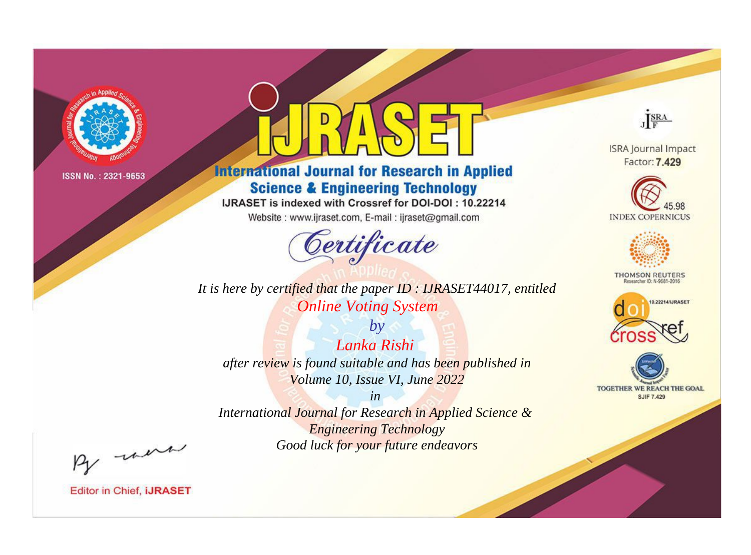ISSN No. : 2321-9653

# iJRASET

## International Journal for Research in Applied Science & Engineering Technology

IJRASET is indexed with Crossref for DOI-DOI : 10.22214

Website : www.ijraset.com, E-mail : ijraset@gmail.com

*Certificate*

*It is here by certified that the paper ID : IJRASET44017, entitled*

*Online Voting System*

*by*

*Lanka Rishi*

*after review is found suitable and has been published in*

*Volume 10, Issue VI, June 2022*

*in*

*International Journal for Research in Applied Science & Engineering Technology*

*Good luck for your future endeavors*

ISRA Journal Impact Factor: **7.429**

45.98 INDEX COPERNICUS

THOMSON REUTERS Researcher ID: N-9681-2016

10.22214/IJRASET

TOGETHER WE REACH THE GOAL SJIF 7.429

Editor in Chief, **iJRASET**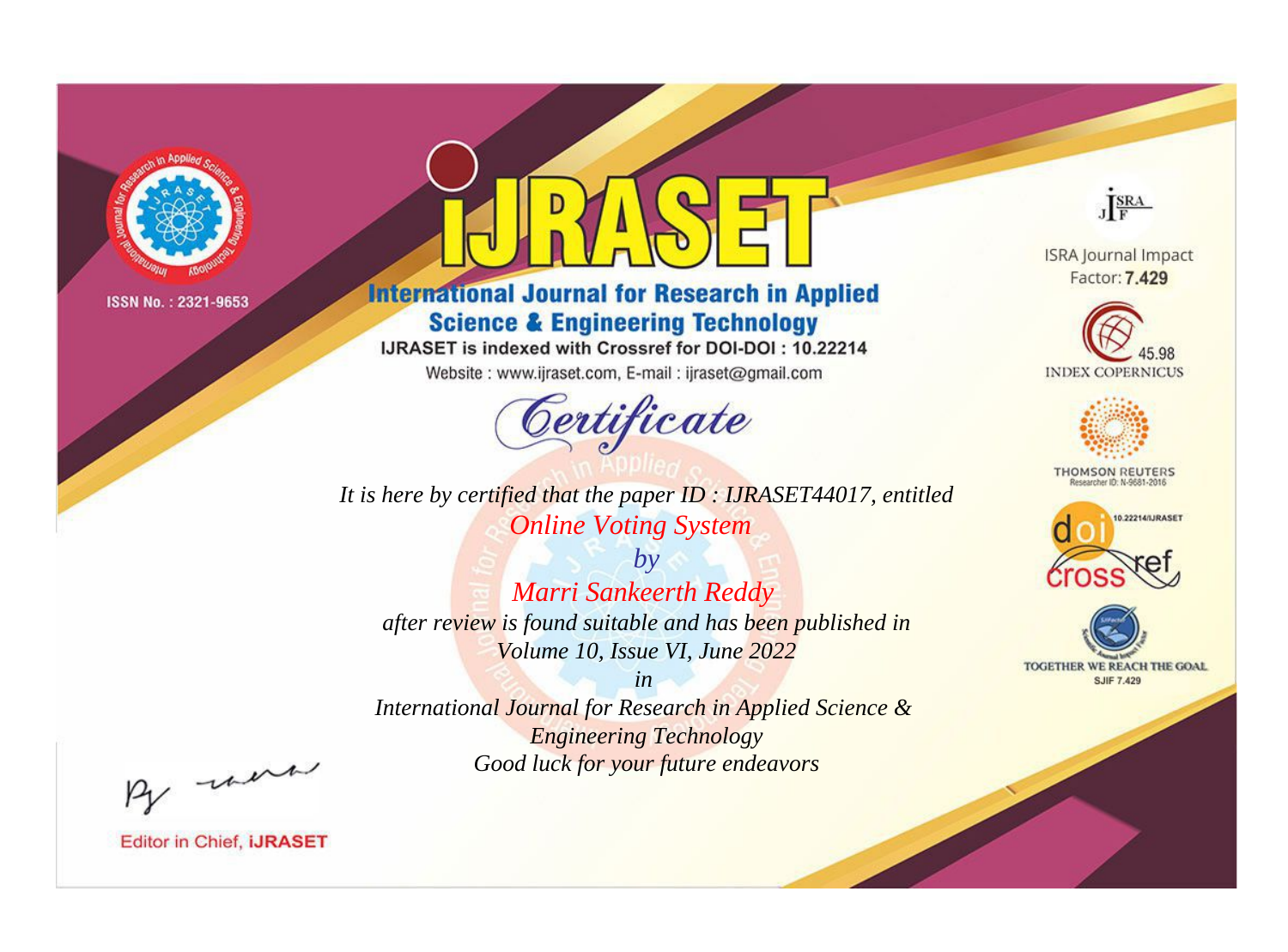ISSN No. : 2321-9653

# iJRASET

## International Journal for Research in Applied Science & Engineering Technology

IJRASET is indexed with Crossref for DOI-DOI : 10.22214

Website : www.ijraset.com, E-mail : ijraset@gmail.com

ISRA Journal Impact Factor: **7.429**

45.98
INDEX COPERNICUS

THOMSON REUTERS
Researcher ID: N-9681-2016

10.22214/IJRASET
doi
crossref

TOGETHER WE REACH THE GOAL
SJIF 7.429

# *Certificate*

*It is here by certified that the paper ID : IJRASET44017, entitled*

*Online Voting System*

*by*

*Marri Sankeerth Reddy*

*after review is found suitable and has been published in*

*Volume 10, Issue VI, June 2022*

*in*

*International Journal for Research in Applied Science & Engineering Technology*

*Good luck for your future endeavors*

Editor in Chief, **iJRASET**